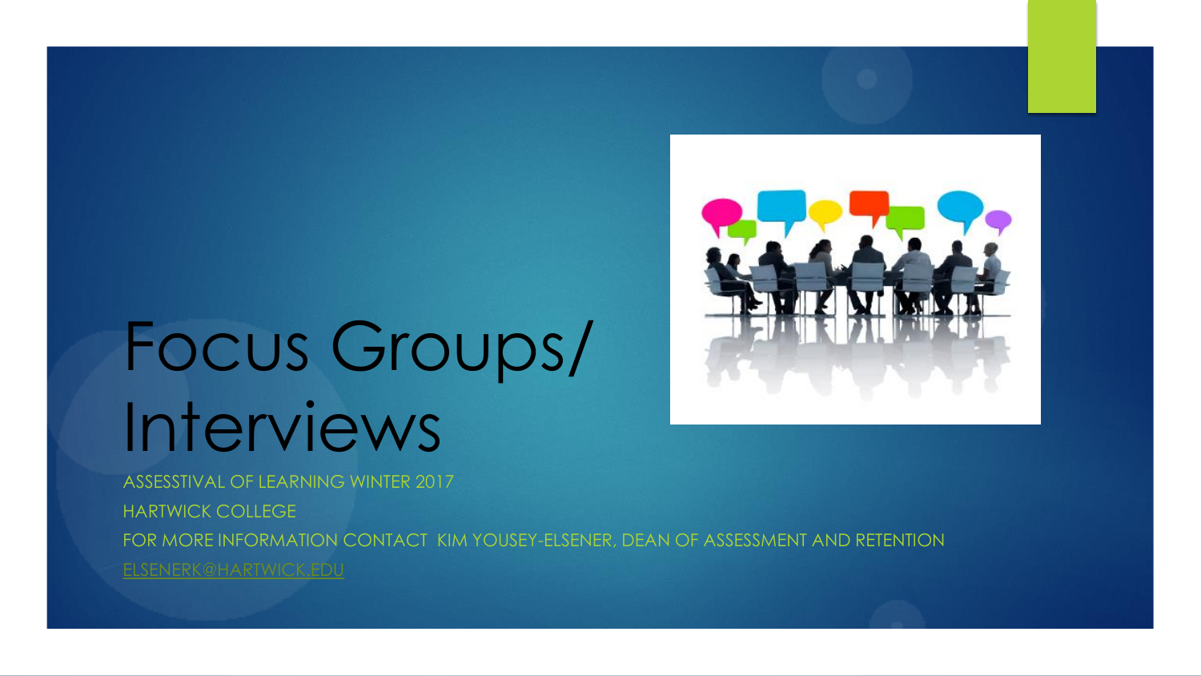# Focus Groups/ Interviews

ASSESSTIVAL OF LEARNING WINTER 2017

HARTWICK COLLEGE

FOR MORE INFORMATION CONTACT KIM YOUSEY-ELSENER, DEAN OF ASSESSMENT AND RETENTION

ELSENERK@HARTWICK.EDU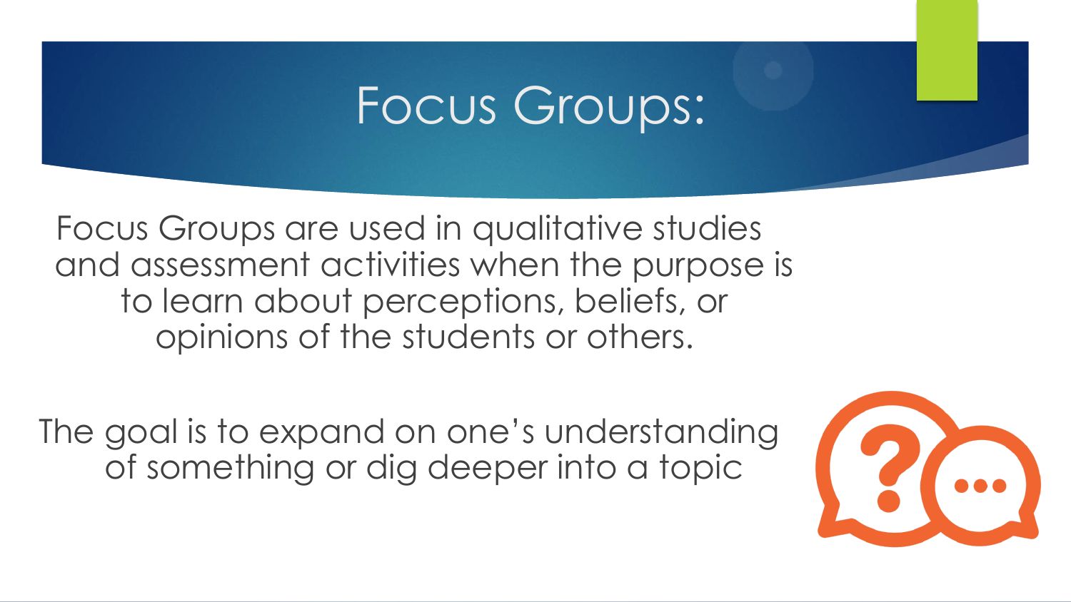# Focus Groups:

Focus Groups are used in qualitative studies and assessment activities when the purpose is to learn about perceptions, beliefs, or opinions of the students or others.

The goal is to expand on one's understanding of something or dig deeper into a topic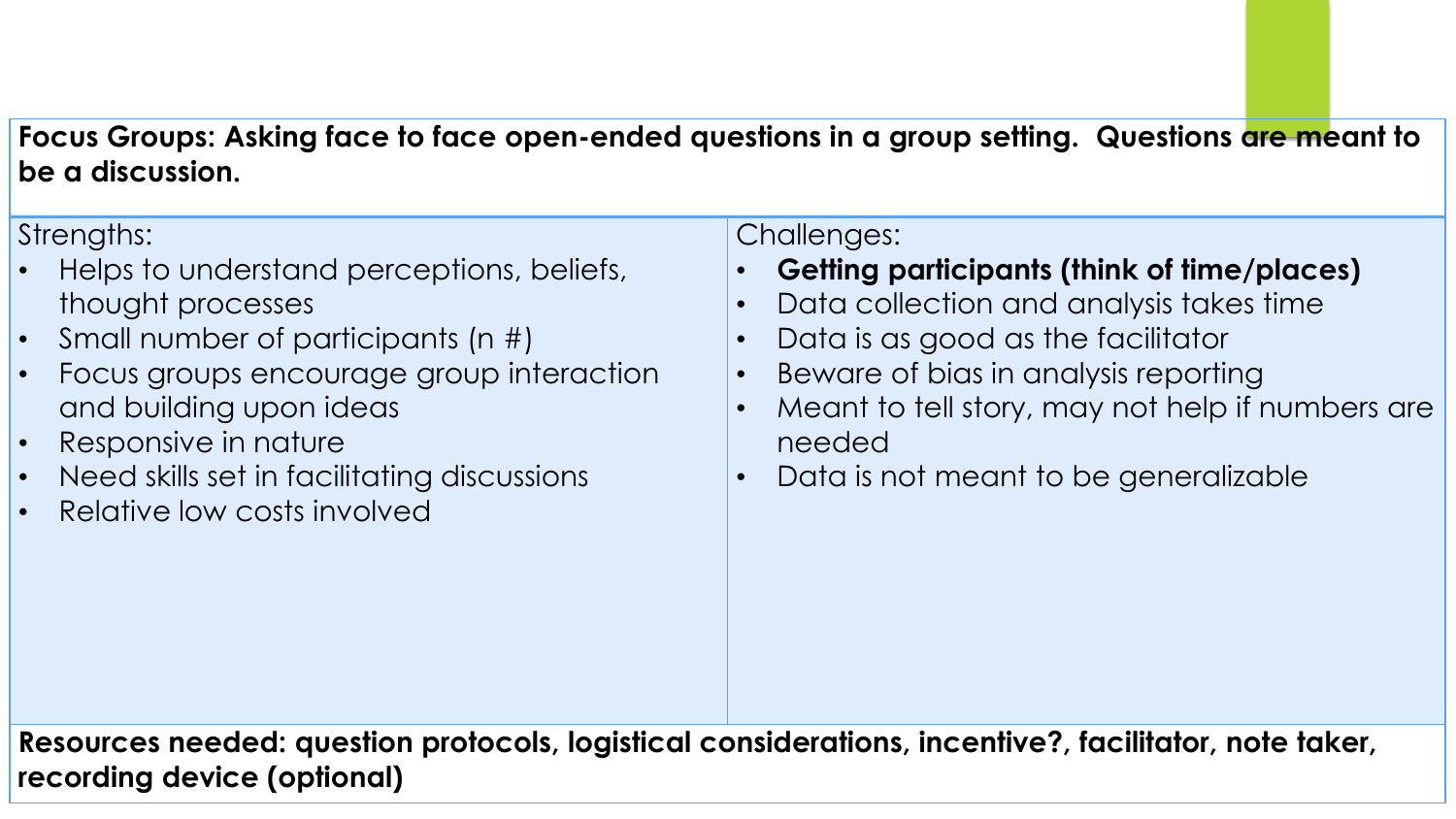**Focus Groups: Asking face to face open-ended questions in a group setting. Questions are meant to be a discussion.**

| Strengths: | Challenges: |
| --- | --- |
| • Helps to understand perceptions, beliefs, thought processes<br>• Small number of participants (n #)<br>• Focus groups encourage group interaction and building upon ideas<br>• Responsive in nature<br>• Need skills set in facilitating discussions<br>• Relative low costs involved | • **Getting participants (think of time/places)**<br>• Data collection and analysis takes time<br>• Data is as good as the facilitator<br>• Beware of bias in analysis reporting<br>• Meant to tell story, may not help if numbers are needed<br>• Data is not meant to be generalizable |

**Resources needed: question protocols, logistical considerations, incentive?, facilitator, note taker, recording device (optional)**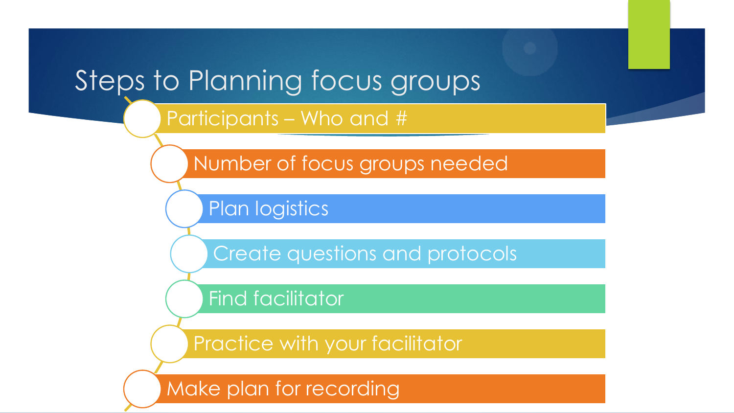# Steps to Planning focus groups

1. Participants – Who and #
2. Number of focus groups needed
3. Plan logistics
4. Create questions and protocols
5. Find facilitator
6. Practice with your facilitator
7. Make plan for recording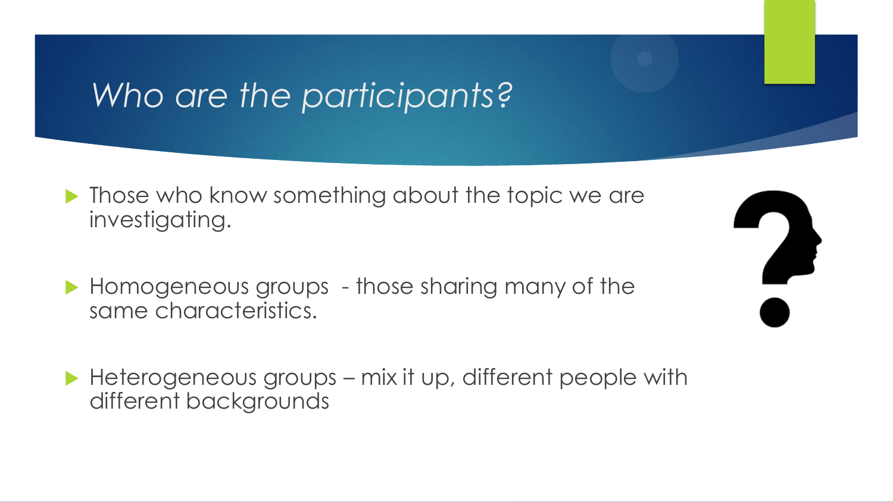# *Who are the participants?*

- Those who know something about the topic we are investigating.
- Homogeneous groups  - those sharing many of the same characteristics.
- Heterogeneous groups – mix it up, different people with different backgrounds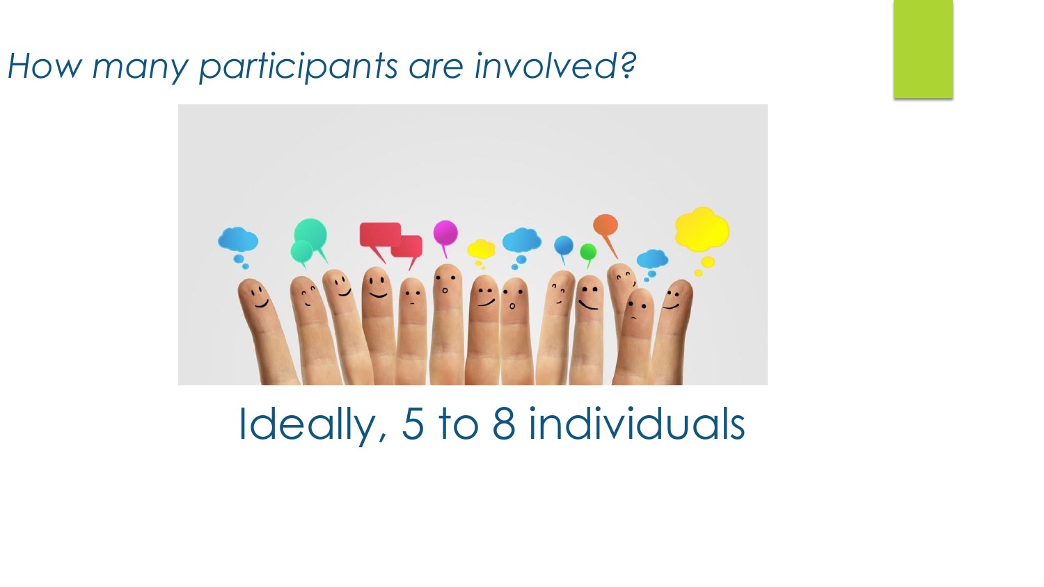*How many participants are involved?*

Ideally, 5 to 8 individuals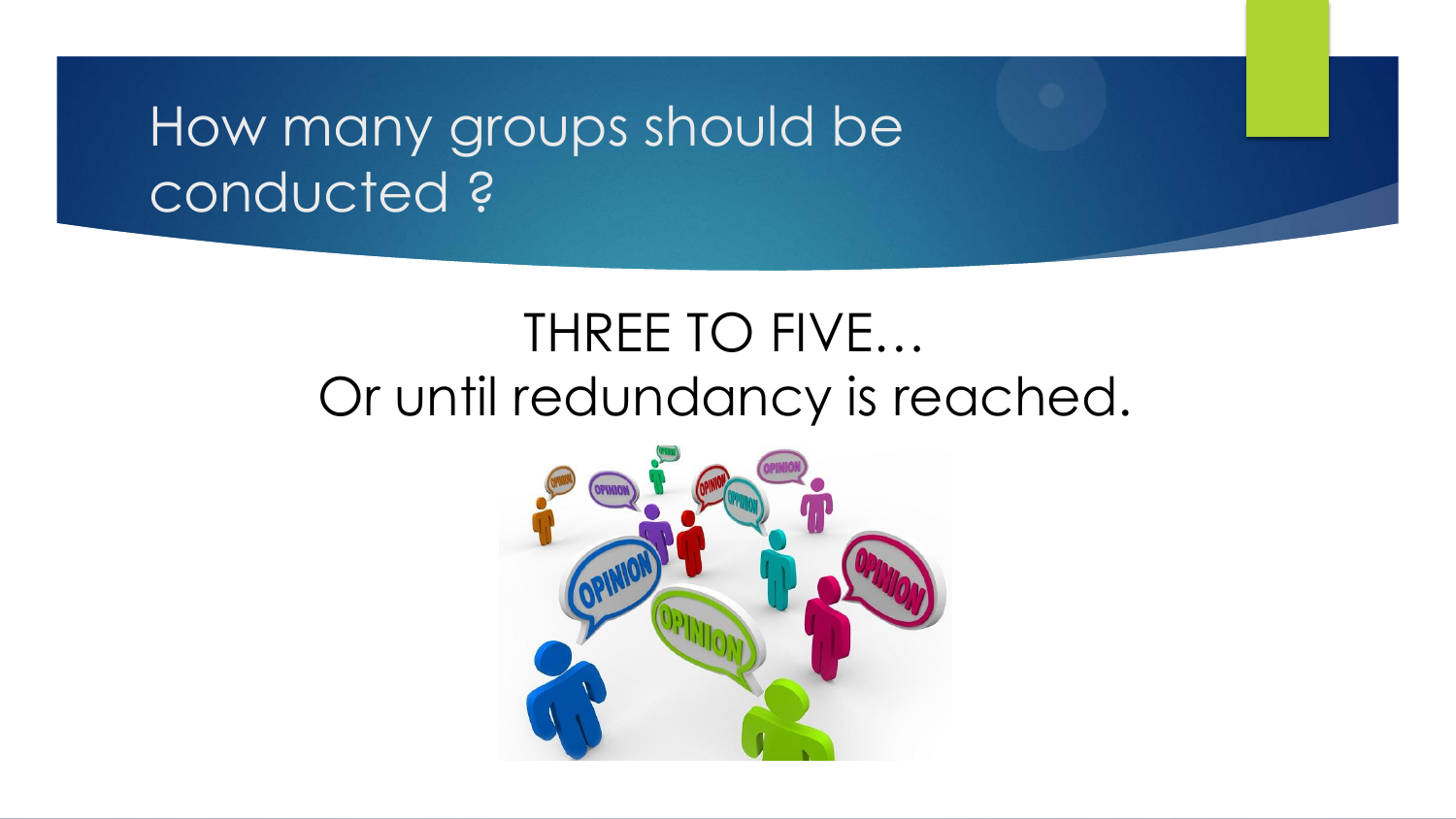# How many groups should be conducted ?

THREE TO FIVE…
Or until redundancy is reached.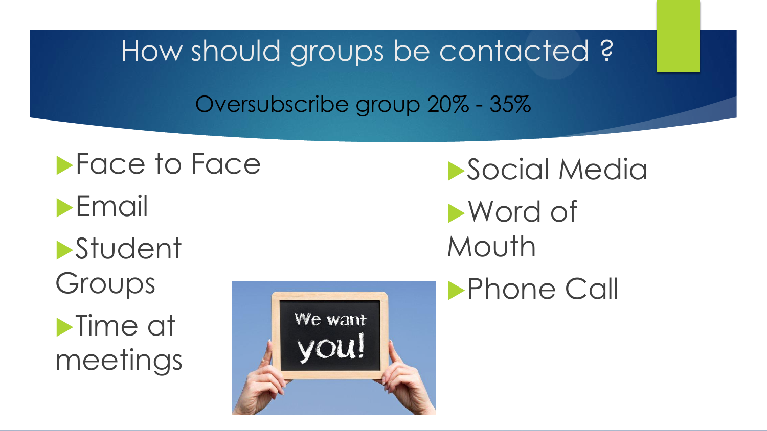# How should groups be contacted ?

Oversubscribe group 20% - 35%

- Face to Face
- Email
- Student Groups
- Time at meetings
- Social Media
- Word of Mouth
- Phone Call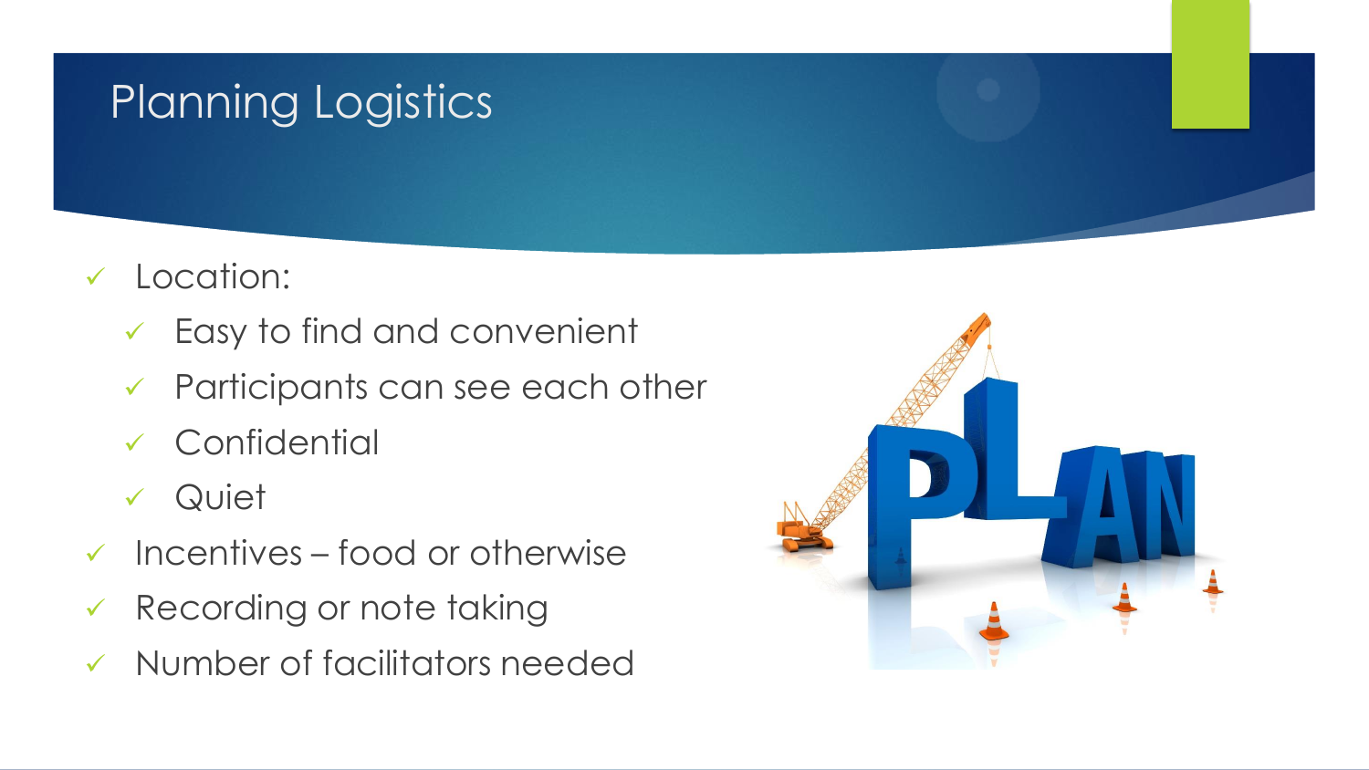# Planning Logistics

- Location:
  - Easy to find and convenient
  - Participants can see each other
  - Confidential
  - Quiet
- Incentives – food or otherwise
- Recording or note taking
- Number of facilitators needed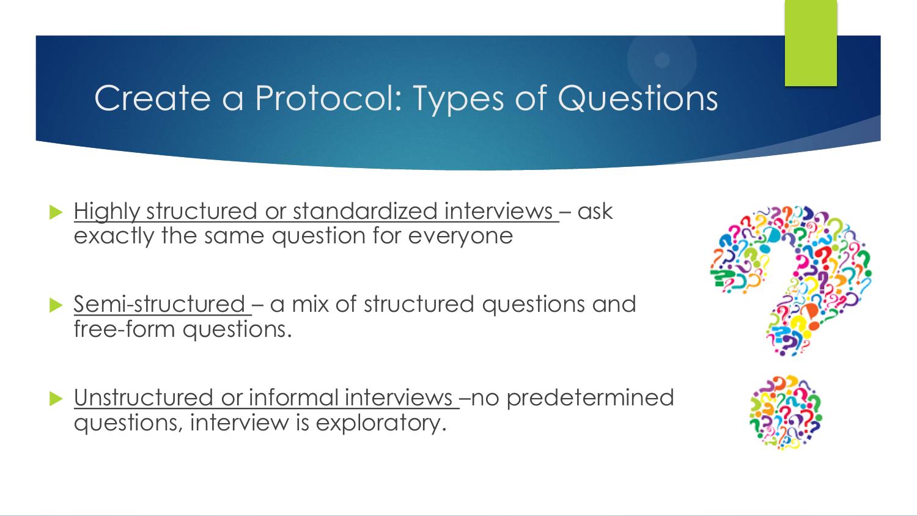# Create a Protocol: Types of Questions

- Highly structured or standardized interviews – ask exactly the same question for everyone
- Semi-structured – a mix of structured questions and free-form questions.
- Unstructured or informal interviews –no predetermined questions, interview is exploratory.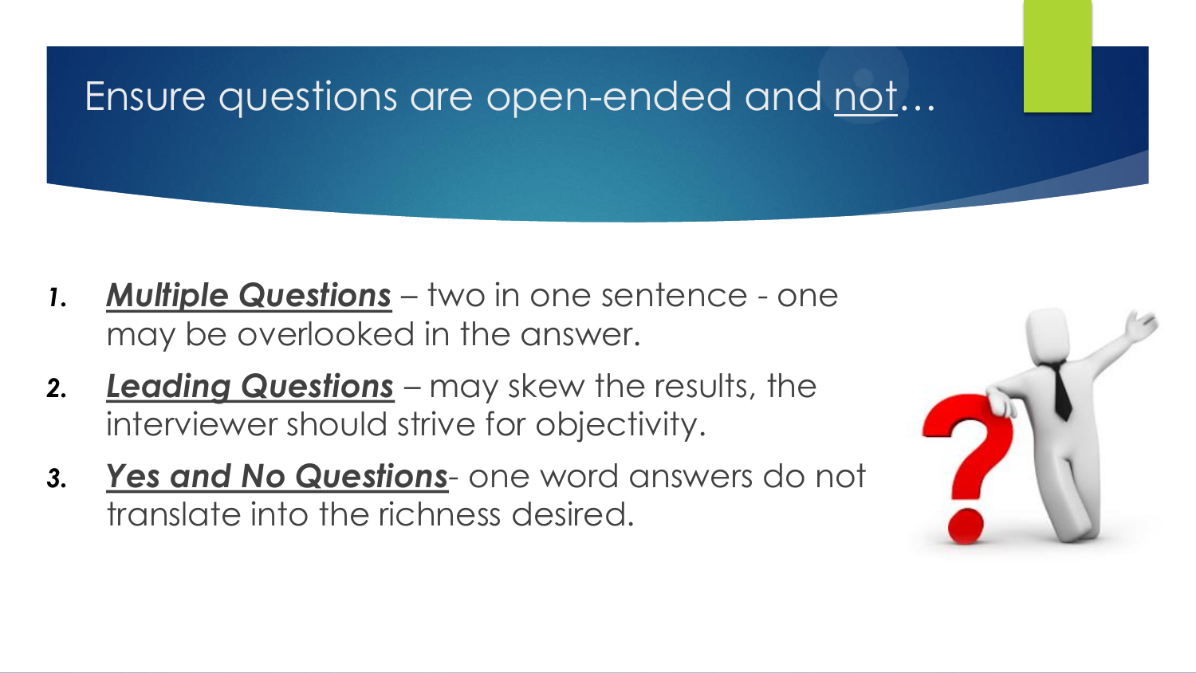# Ensure questions are open-ended and not…

1. ***Multiple Questions*** – two in one sentence - one may be overlooked in the answer.
2. ***Leading Questions*** – may skew the results, the interviewer should strive for objectivity.
3. ***Yes and No Questions***- one word answers do not translate into the richness desired.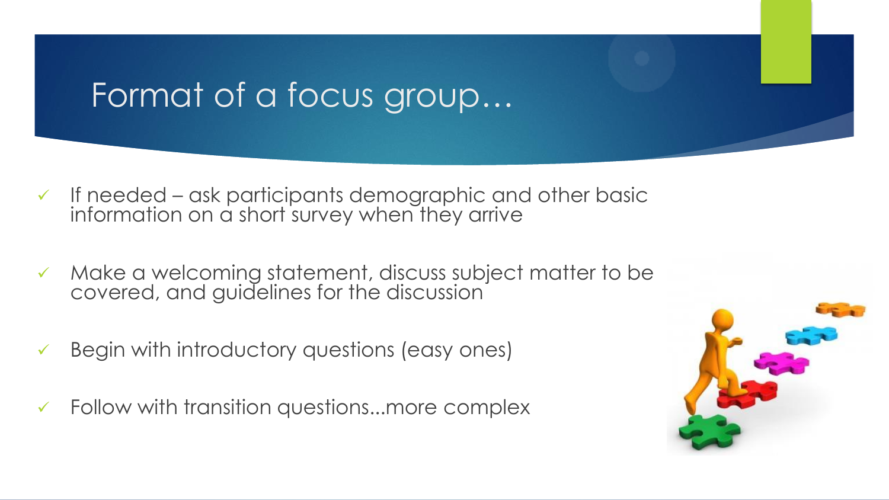# Format of a focus group…

- If needed – ask participants demographic and other basic information on a short survey when they arrive
- Make a welcoming statement, discuss subject matter to be covered, and guidelines for the discussion
- Begin with introductory questions (easy ones)
- Follow with transition questions...more complex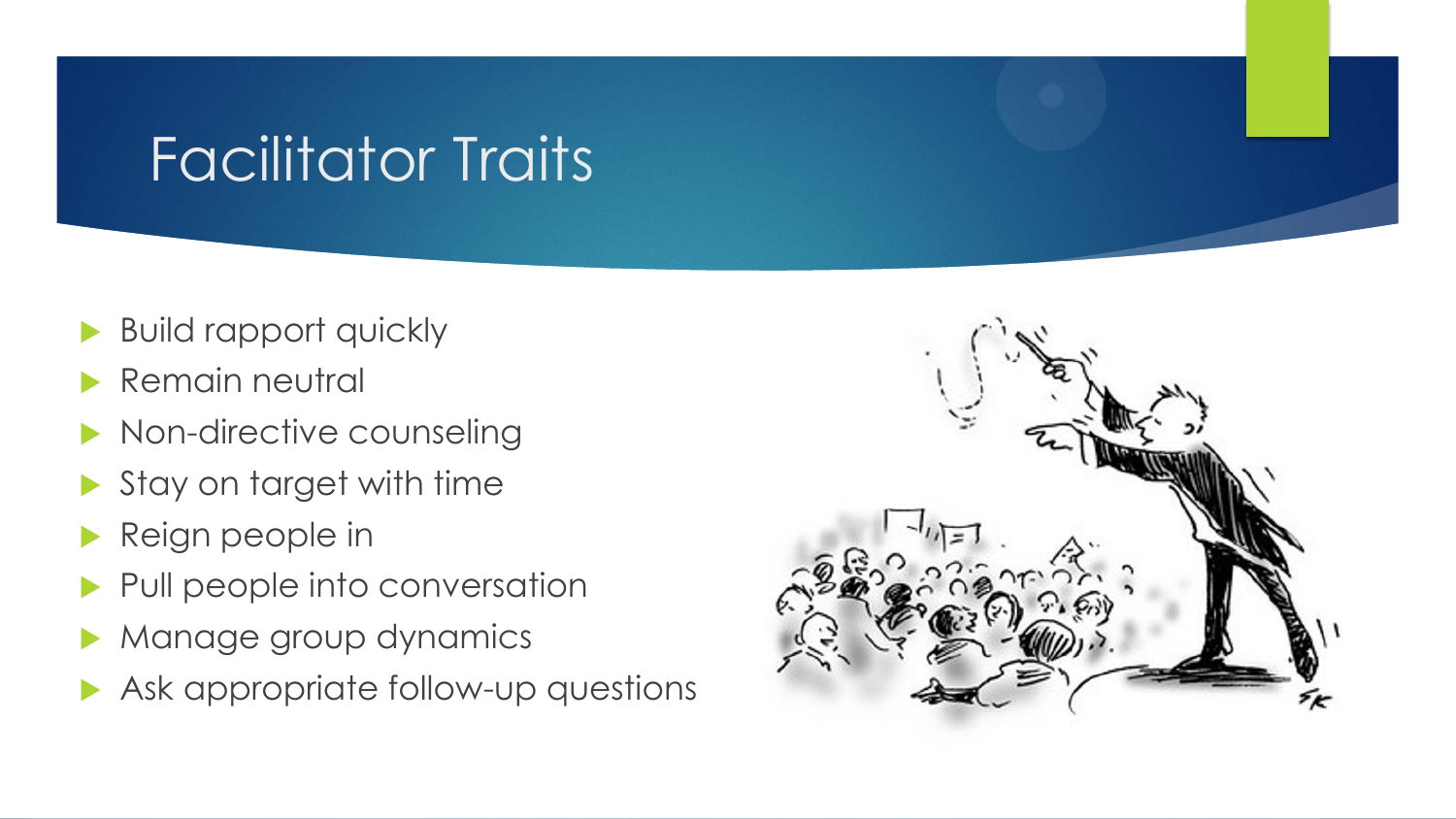# Facilitator Traits

- Build rapport quickly
- Remain neutral
- Non-directive counseling
- Stay on target with time
- Reign people in
- Pull people into conversation
- Manage group dynamics
- Ask appropriate follow-up questions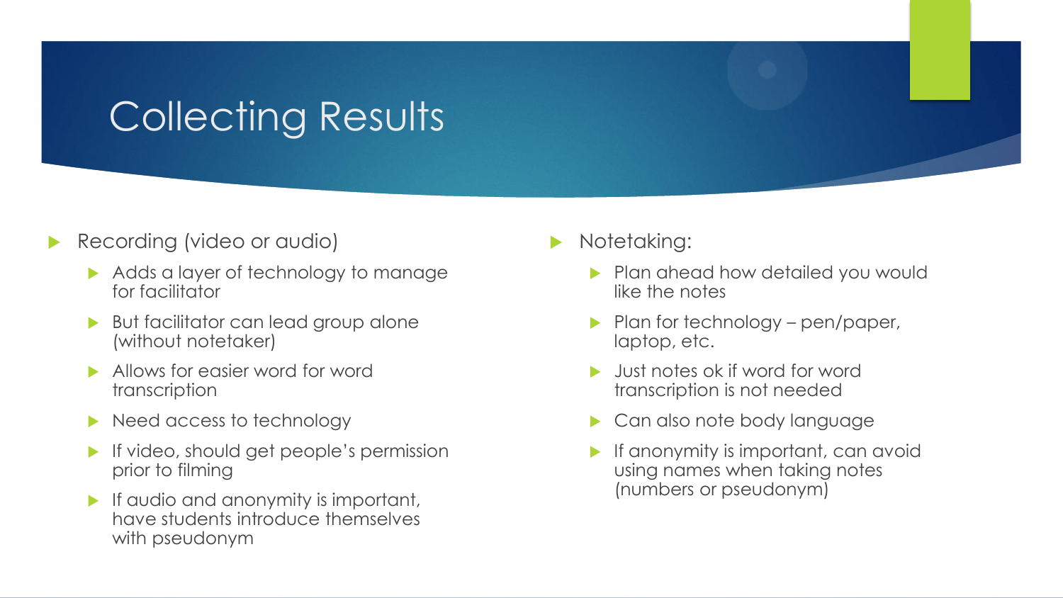# Collecting Results

- Recording (video or audio)
  - Adds a layer of technology to manage for facilitator
  - But facilitator can lead group alone (without notetaker)
  - Allows for easier word for word transcription
  - Need access to technology
  - If video, should get people's permission prior to filming
  - If audio and anonymity is important, have students introduce themselves with pseudonym

- Notetaking:
  - Plan ahead how detailed you would like the notes
  - Plan for technology – pen/paper, laptop, etc.
  - Just notes ok if word for word transcription is not needed
  - Can also note body language
  - If anonymity is important, can avoid using names when taking notes (numbers or pseudonym)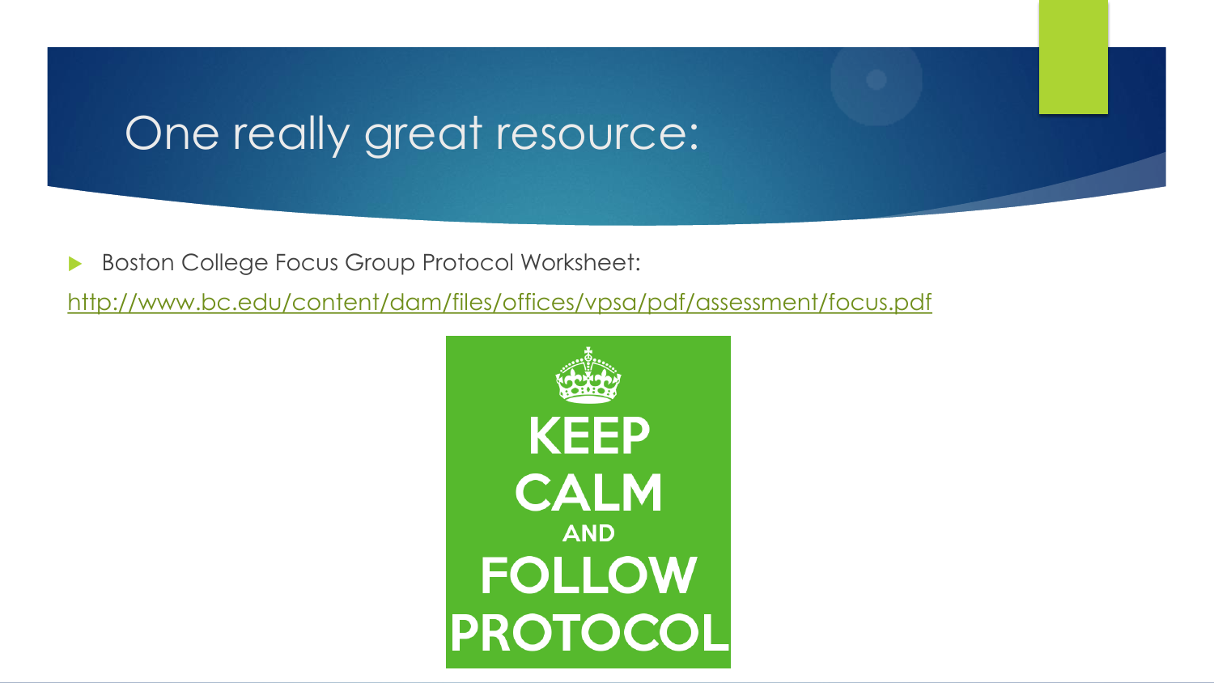# One really great resource:

- Boston College Focus Group Protocol Worksheet:

http://www.bc.edu/content/dam/files/offices/vpsa/pdf/assessment/focus.pdf

KEEP CALM AND FOLLOW PROTOCOL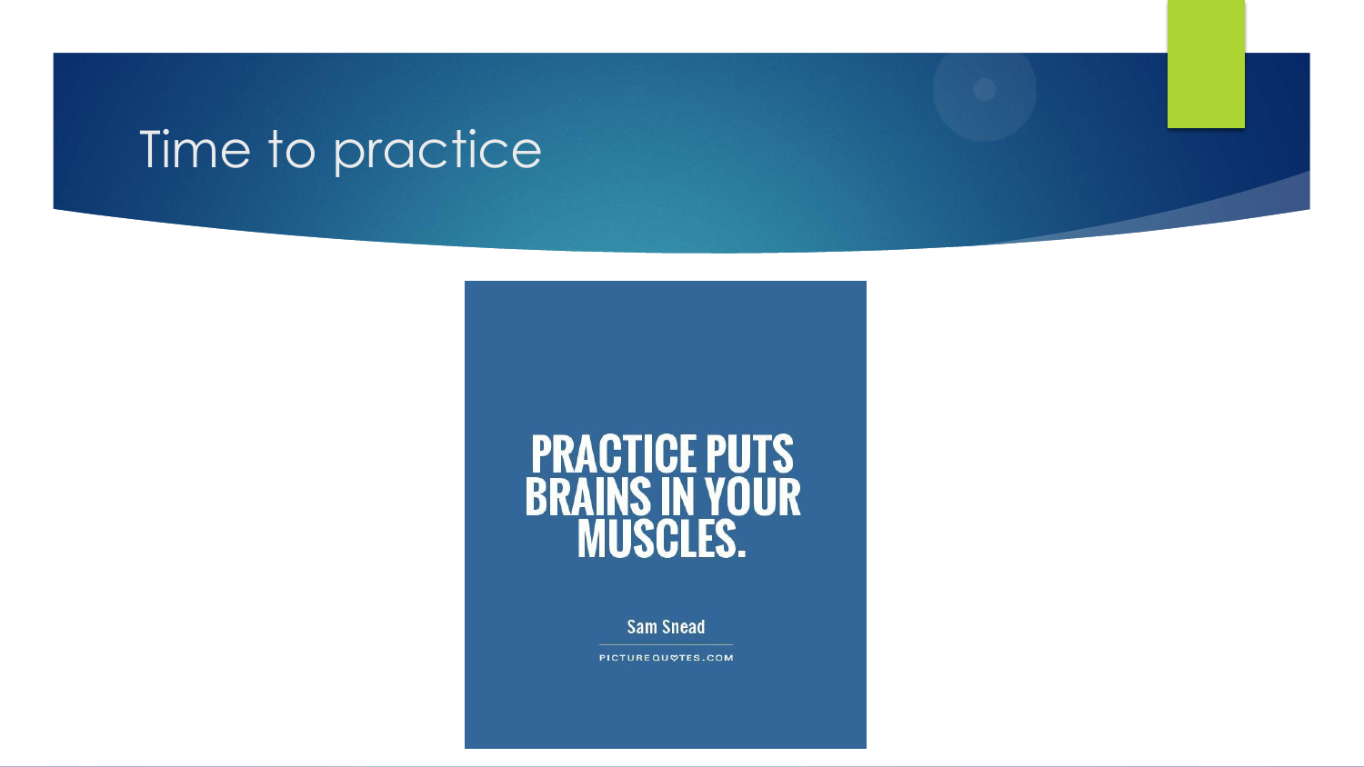# Time to practice

PRACTICE PUTS BRAINS IN YOUR MUSCLES.

Sam Snead

PICTUREQUOTES.COM